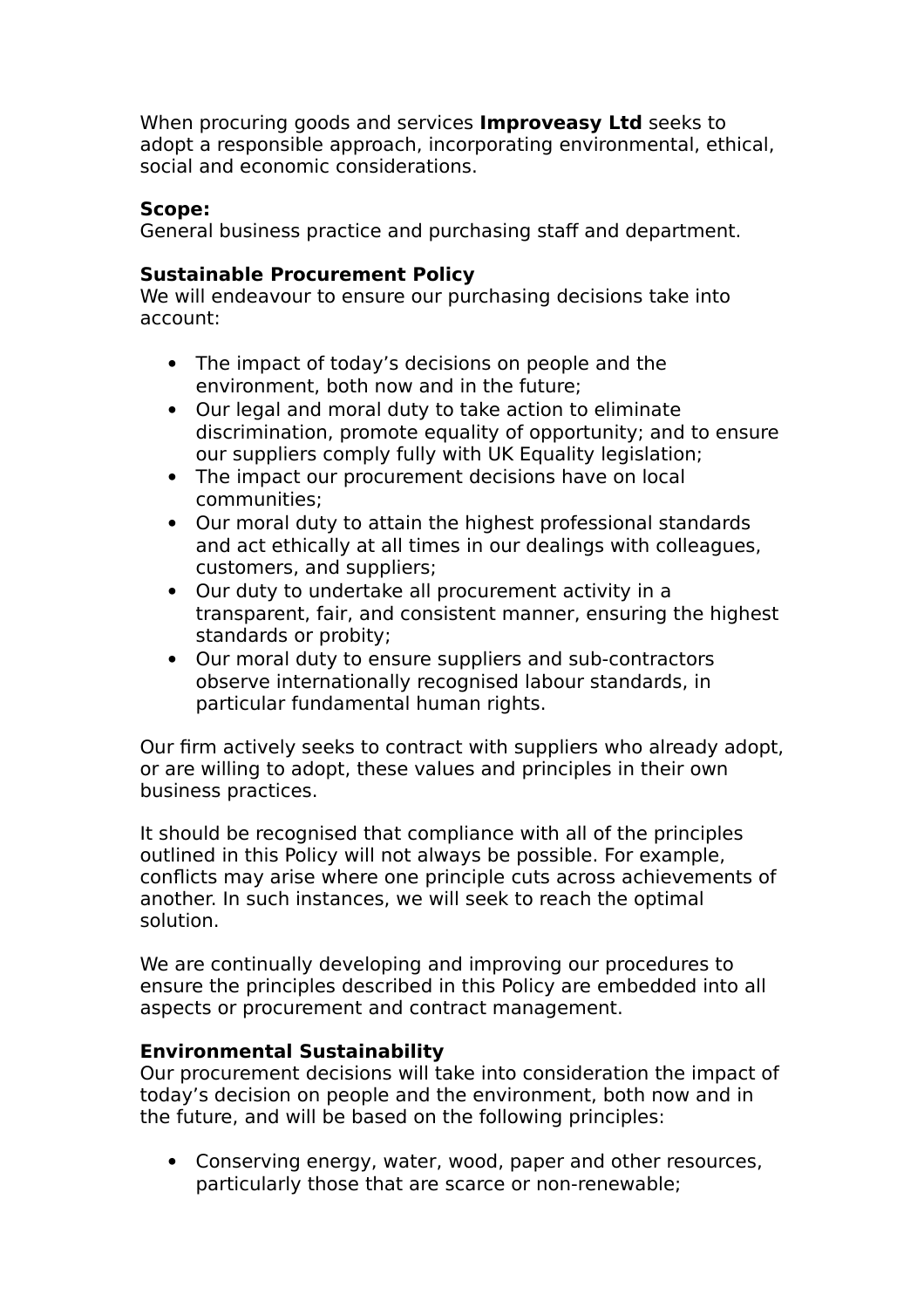When procuring goods and services **Improveasy Ltd** seeks to adopt a responsible approach, incorporating environmental, ethical, social and economic considerations.

**Scope:**
General business practice and purchasing staff and department.

**Sustainable Procurement Policy**
We will endeavour to ensure our purchasing decisions take into account:

- The impact of today's decisions on people and the environment, both now and in the future;
- Our legal and moral duty to take action to eliminate discrimination, promote equality of opportunity; and to ensure our suppliers comply fully with UK Equality legislation;
- The impact our procurement decisions have on local communities;
- Our moral duty to attain the highest professional standards and act ethically at all times in our dealings with colleagues, customers, and suppliers;
- Our duty to undertake all procurement activity in a transparent, fair, and consistent manner, ensuring the highest standards or probity;
- Our moral duty to ensure suppliers and sub-contractors observe internationally recognised labour standards, in particular fundamental human rights.

Our firm actively seeks to contract with suppliers who already adopt, or are willing to adopt, these values and principles in their own business practices.

It should be recognised that compliance with all of the principles outlined in this Policy will not always be possible. For example, conflicts may arise where one principle cuts across achievements of another. In such instances, we will seek to reach the optimal solution.

We are continually developing and improving our procedures to ensure the principles described in this Policy are embedded into all aspects or procurement and contract management.

**Environmental Sustainability**
Our procurement decisions will take into consideration the impact of today's decision on people and the environment, both now and in the future, and will be based on the following principles:

- Conserving energy, water, wood, paper and other resources, particularly those that are scarce or non-renewable;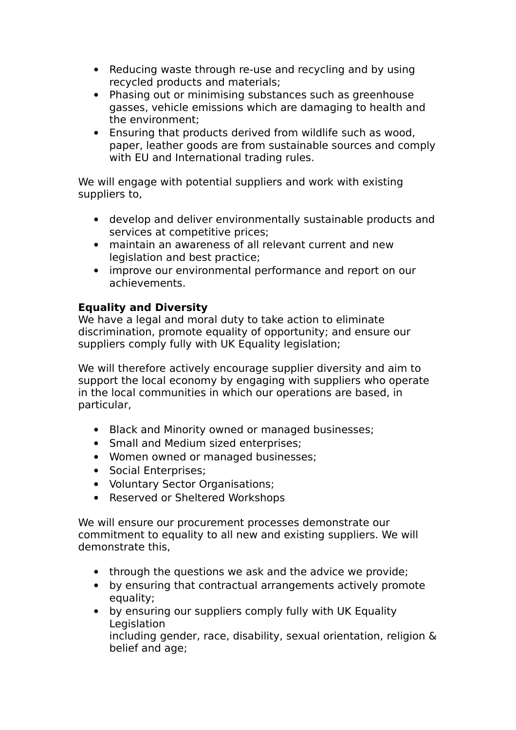- Reducing waste through re-use and recycling and by using recycled products and materials;
- Phasing out or minimising substances such as greenhouse gasses, vehicle emissions which are damaging to health and the environment;
- Ensuring that products derived from wildlife such as wood, paper, leather goods are from sustainable sources and comply with EU and International trading rules.

We will engage with potential suppliers and work with existing suppliers to,

- develop and deliver environmentally sustainable products and services at competitive prices;
- maintain an awareness of all relevant current and new legislation and best practice;
- improve our environmental performance and report on our achievements.

**Equality and Diversity**
We have a legal and moral duty to take action to eliminate discrimination, promote equality of opportunity; and ensure our suppliers comply fully with UK Equality legislation;

We will therefore actively encourage supplier diversity and aim to support the local economy by engaging with suppliers who operate in the local communities in which our operations are based, in particular,

- Black and Minority owned or managed businesses;
- Small and Medium sized enterprises;
- Women owned or managed businesses;
- Social Enterprises;
- Voluntary Sector Organisations;
- Reserved or Sheltered Workshops

We will ensure our procurement processes demonstrate our commitment to equality to all new and existing suppliers. We will demonstrate this,

- through the questions we ask and the advice we provide;
- by ensuring that contractual arrangements actively promote equality;
- by ensuring our suppliers comply fully with UK Equality Legislation
  including gender, race, disability, sexual orientation, religion & belief and age;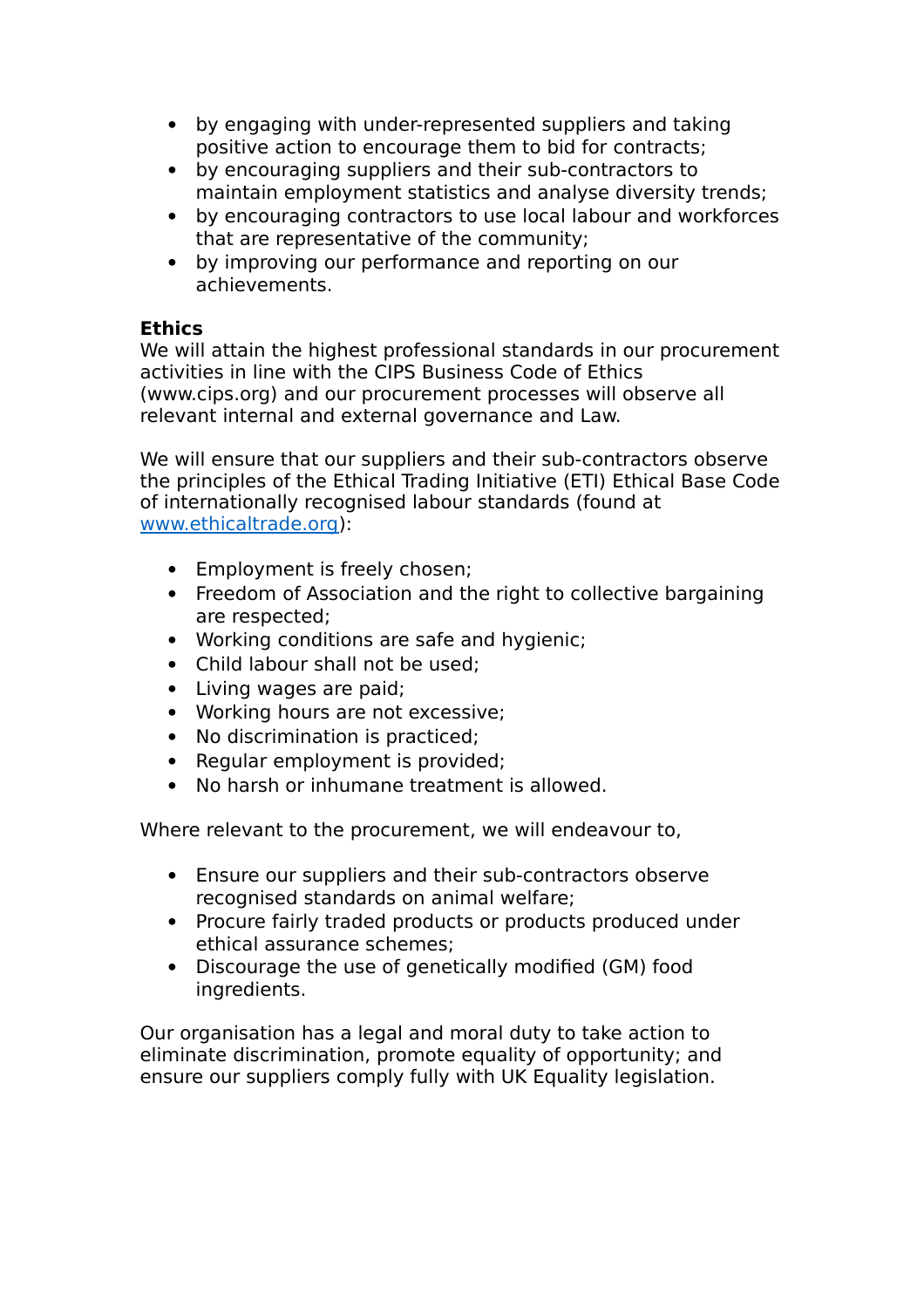- by engaging with under-represented suppliers and taking positive action to encourage them to bid for contracts;
- by encouraging suppliers and their sub-contractors to maintain employment statistics and analyse diversity trends;
- by encouraging contractors to use local labour and workforces that are representative of the community;
- by improving our performance and reporting on our achievements.

**Ethics**

We will attain the highest professional standards in our procurement activities in line with the CIPS Business Code of Ethics (www.cips.org) and our procurement processes will observe all relevant internal and external governance and Law.

We will ensure that our suppliers and their sub-contractors observe the principles of the Ethical Trading Initiative (ETI) Ethical Base Code of internationally recognised labour standards (found at [www.ethicaltrade.org](http://www.ethicaltrade.org)):

- Employment is freely chosen;
- Freedom of Association and the right to collective bargaining are respected;
- Working conditions are safe and hygienic;
- Child labour shall not be used;
- Living wages are paid;
- Working hours are not excessive;
- No discrimination is practiced;
- Regular employment is provided;
- No harsh or inhumane treatment is allowed.

Where relevant to the procurement, we will endeavour to,

- Ensure our suppliers and their sub-contractors observe recognised standards on animal welfare;
- Procure fairly traded products or products produced under ethical assurance schemes;
- Discourage the use of genetically modified (GM) food ingredients.

Our organisation has a legal and moral duty to take action to eliminate discrimination, promote equality of opportunity; and ensure our suppliers comply fully with UK Equality legislation.